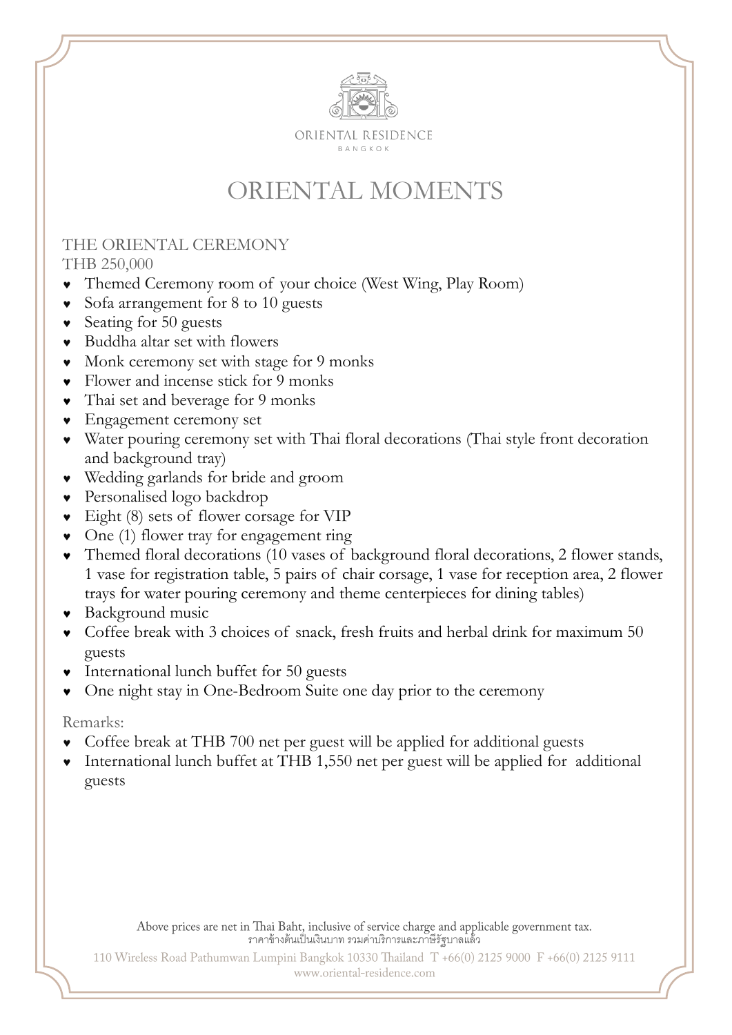ORIENTAL RESIDENCE
BANGKOK

# ORIENTAL MOMENTS

## THE ORIENTAL CEREMONY

THB 250,000

- Themed Ceremony room of your choice (West Wing, Play Room)
- Sofa arrangement for 8 to 10 guests
- Seating for 50 guests
- Buddha altar set with flowers
- Monk ceremony set with stage for 9 monks
- Flower and incense stick for 9 monks
- Thai set and beverage for 9 monks
- Engagement ceremony set
- Water pouring ceremony set with Thai floral decorations (Thai style front decoration and background tray)
- Wedding garlands for bride and groom
- Personalised logo backdrop
- Eight (8) sets of flower corsage for VIP
- One (1) flower tray for engagement ring
- Themed floral decorations (10 vases of background floral decorations, 2 flower stands, 1 vase for registration table, 5 pairs of chair corsage, 1 vase for reception area, 2 flower trays for water pouring ceremony and theme centerpieces for dining tables)
- Background music
- Coffee break with 3 choices of snack, fresh fruits and herbal drink for maximum 50 guests
- International lunch buffet for 50 guests
- One night stay in One-Bedroom Suite one day prior to the ceremony

Remarks:

- Coffee break at THB 700 net per guest will be applied for additional guests
- International lunch buffet at THB 1,550 net per guest will be applied for additional guests

Above prices are net in Thai Baht, inclusive of service charge and applicable government tax.
ราคาข้างต้นเป็นเงินบาท รวมค่าบริการและภาษีรัฐบาลแล้ว

110 Wireless Road Pathumwan Lumpini Bangkok 10330 Thailand T +66(0) 2125 9000 F +66(0) 2125 9111
www.oriental-residence.com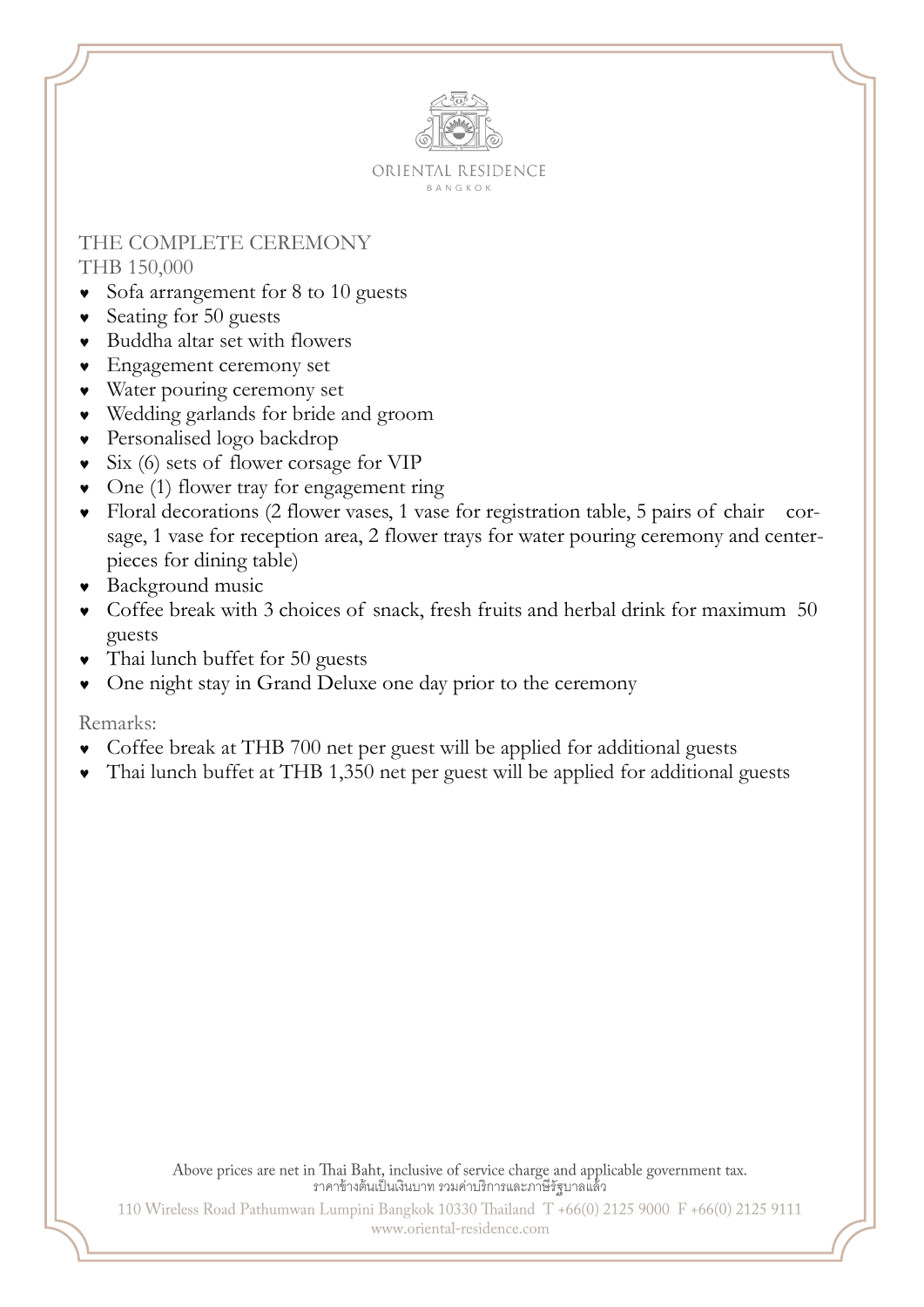ORIENTAL RESIDENCE
BANGKOK

## THE COMPLETE CEREMONY

THB 150,000

- Sofa arrangement for 8 to 10 guests
- Seating for 50 guests
- Buddha altar set with flowers
- Engagement ceremony set
- Water pouring ceremony set
- Wedding garlands for bride and groom
- Personalised logo backdrop
- Six (6) sets of flower corsage for VIP
- One (1) flower tray for engagement ring
- Floral decorations (2 flower vases, 1 vase for registration table, 5 pairs of chair corsage, 1 vase for reception area, 2 flower trays for water pouring ceremony and centerpieces for dining table)
- Background music
- Coffee break with 3 choices of snack, fresh fruits and herbal drink for maximum 50 guests
- Thai lunch buffet for 50 guests
- One night stay in Grand Deluxe one day prior to the ceremony

Remarks:

- Coffee break at THB 700 net per guest will be applied for additional guests
- Thai lunch buffet at THB 1,350 net per guest will be applied for additional guests

Above prices are net in Thai Baht, inclusive of service charge and applicable government tax.
ราคาข้างต้นเป็นเงินบาท รวมค่าบริการและภาษีรัฐบาลแล้ว

110 Wireless Road Pathumwan Lumpini Bangkok 10330 Thailand T +66(0) 2125 9000 F +66(0) 2125 9111
www.oriental-residence.com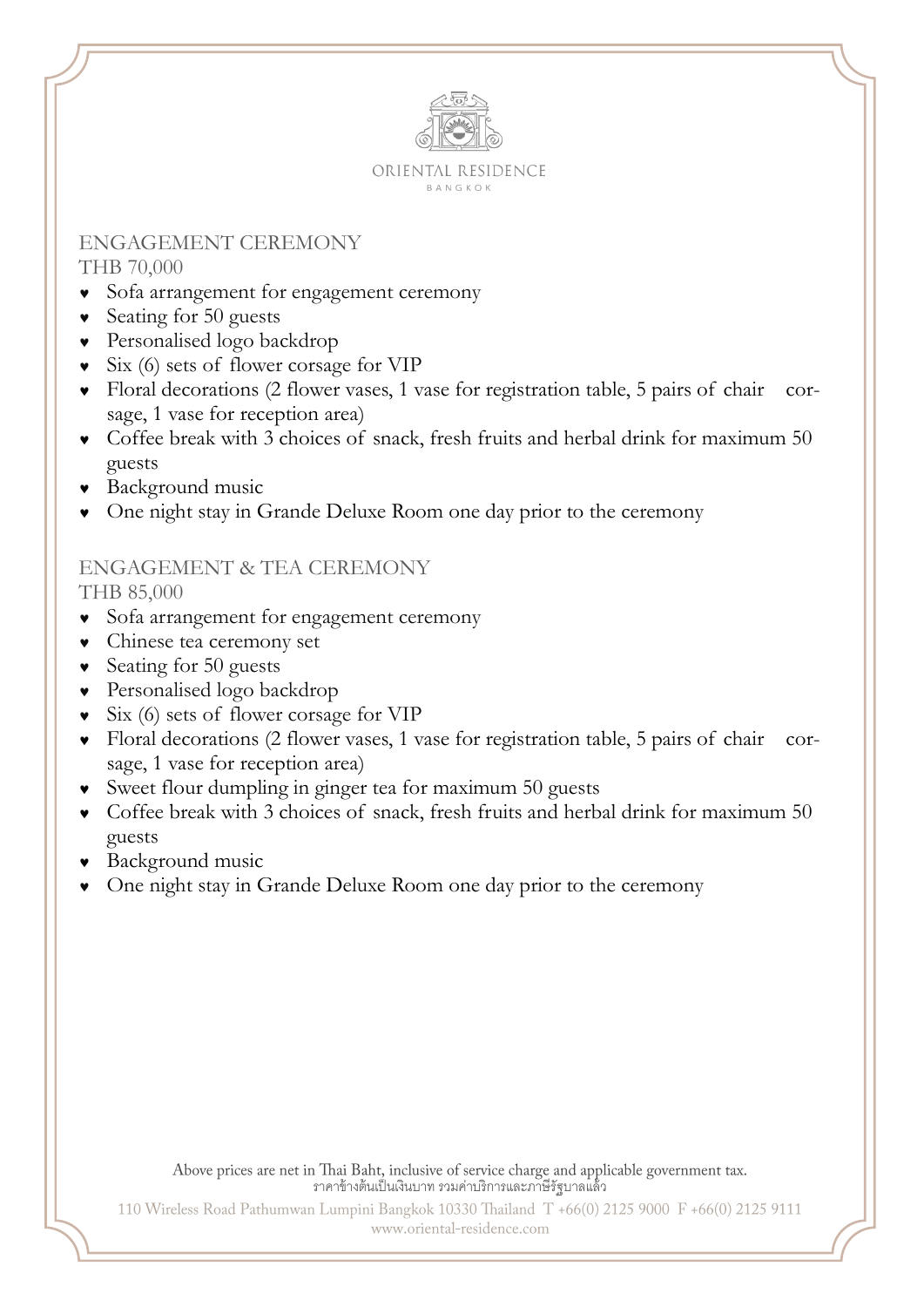ORIENTAL RESIDENCE
BANGKOK

## ENGAGEMENT CEREMONY

THB 70,000

- Sofa arrangement for engagement ceremony
- Seating for 50 guests
- Personalised logo backdrop
- Six (6) sets of flower corsage for VIP
- Floral decorations (2 flower vases, 1 vase for registration table, 5 pairs of chair corsage, 1 vase for reception area)
- Coffee break with 3 choices of snack, fresh fruits and herbal drink for maximum 50 guests
- Background music
- One night stay in Grande Deluxe Room one day prior to the ceremony

## ENGAGEMENT & TEA CEREMONY

THB 85,000

- Sofa arrangement for engagement ceremony
- Chinese tea ceremony set
- Seating for 50 guests
- Personalised logo backdrop
- Six (6) sets of flower corsage for VIP
- Floral decorations (2 flower vases, 1 vase for registration table, 5 pairs of chair corsage, 1 vase for reception area)
- Sweet flour dumpling in ginger tea for maximum 50 guests
- Coffee break with 3 choices of snack, fresh fruits and herbal drink for maximum 50 guests
- Background music
- One night stay in Grande Deluxe Room one day prior to the ceremony

Above prices are net in Thai Baht, inclusive of service charge and applicable government tax.
ราคาข้างต้นเป็นเงินบาท รวมค่าบริการและภาษีรัฐบาลแล้ว

110 Wireless Road Pathumwan Lumpini Bangkok 10330 Thailand T +66(0) 2125 9000 F +66(0) 2125 9111
www.oriental-residence.com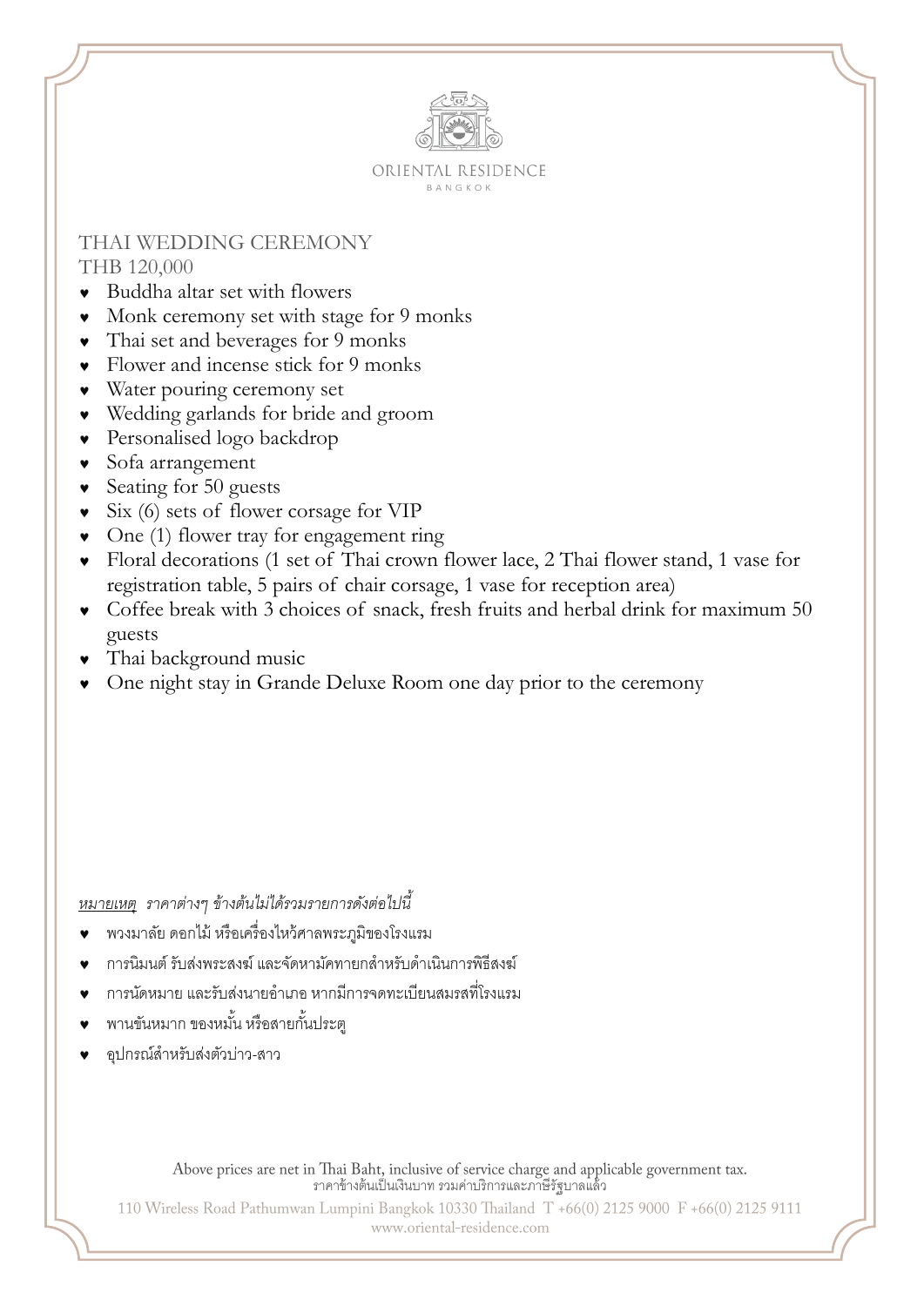ORIENTAL RESIDENCE
BANGKOK

## THAI WEDDING CEREMONY

THB 120,000

- Buddha altar set with flowers
- Monk ceremony set with stage for 9 monks
- Thai set and beverages for 9 monks
- Flower and incense stick for 9 monks
- Water pouring ceremony set
- Wedding garlands for bride and groom
- Personalised logo backdrop
- Sofa arrangement
- Seating for 50 guests
- Six (6) sets of flower corsage for VIP
- One (1) flower tray for engagement ring
- Floral decorations (1 set of Thai crown flower lace, 2 Thai flower stand, 1 vase for registration table, 5 pairs of chair corsage, 1 vase for reception area)
- Coffee break with 3 choices of snack, fresh fruits and herbal drink for maximum 50 guests
- Thai background music
- One night stay in Grande Deluxe Room one day prior to the ceremony

*<u>หมายเหตุ</u> ราคาต่างๆ ข้างต้นไม่ได้รวมรายการดังต่อไปนี้*

- พวงมาลัย ดอกไม้ หรือเครื่องไหว้ศาลพระภูมิของโรงแรม
- การนิมนต์ รับส่งพระสงฆ์ และจัดหามัคทายกสำหรับดำเนินการพิธีสงฆ์
- การนัดหมาย และรับส่งนายอำเภอ หากมีการจดทะเบียนสมรสที่โรงแรม
- พานขันหมาก ของหมั้น หรือสายกั้นประตู
- อุปกรณ์สำหรับส่งตัวบ่าว-สาว

Above prices are net in Thai Baht, inclusive of service charge and applicable government tax.
ราคาข้างต้นเป็นเงินบาท รวมค่าบริการและภาษีรัฐบาลแล้ว

110 Wireless Road Pathumwan Lumpini Bangkok 10330 Thailand T +66(0) 2125 9000 F +66(0) 2125 9111
www.oriental-residence.com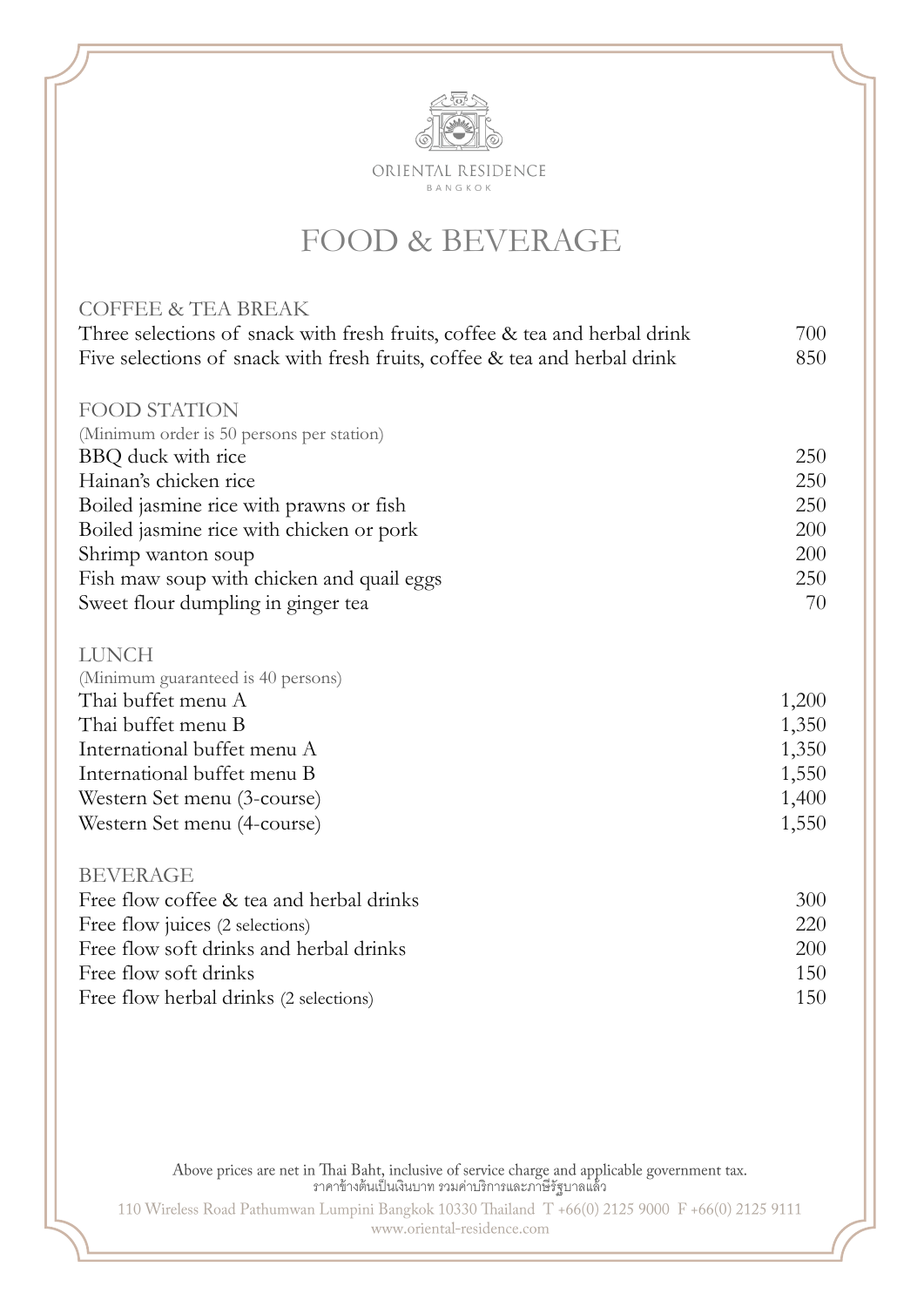ORIENTAL RESIDENCE

BANGKOK

# FOOD & BEVERAGE

## COFFEE & TEA BREAK

| | |
|---|---|
| Three selections of snack with fresh fruits, coffee & tea and herbal drink | 700 |
| Five selections of snack with fresh fruits, coffee & tea and herbal drink | 850 |

## FOOD STATION

(Minimum order is 50 persons per station)

| | |
|---|---|
| BBQ duck with rice | 250 |
| Hainan's chicken rice | 250 |
| Boiled jasmine rice with prawns or fish | 250 |
| Boiled jasmine rice with chicken or pork | 200 |
| Shrimp wanton soup | 200 |
| Fish maw soup with chicken and quail eggs | 250 |
| Sweet flour dumpling in ginger tea | 70 |

## LUNCH

(Minimum guaranteed is 40 persons)

| | |
|---|---|
| Thai buffet menu A | 1,200 |
| Thai buffet menu B | 1,350 |
| International buffet menu A | 1,350 |
| International buffet menu B | 1,550 |
| Western Set menu (3-course) | 1,400 |
| Western Set menu (4-course) | 1,550 |

## BEVERAGE

| | |
|---|---|
| Free flow coffee & tea and herbal drinks | 300 |
| Free flow juices (2 selections) | 220 |
| Free flow soft drinks and herbal drinks | 200 |
| Free flow soft drinks | 150 |
| Free flow herbal drinks (2 selections) | 150 |

Above prices are net in Thai Baht, inclusive of service charge and applicable government tax.
ราคาข้างต้นเป็นเงินบาท รวมค่าบริการและภาษีรัฐบาลแล้ว

110 Wireless Road Pathumwan Lumpini Bangkok 10330 Thailand T +66(0) 2125 9000 F +66(0) 2125 9111
www.oriental-residence.com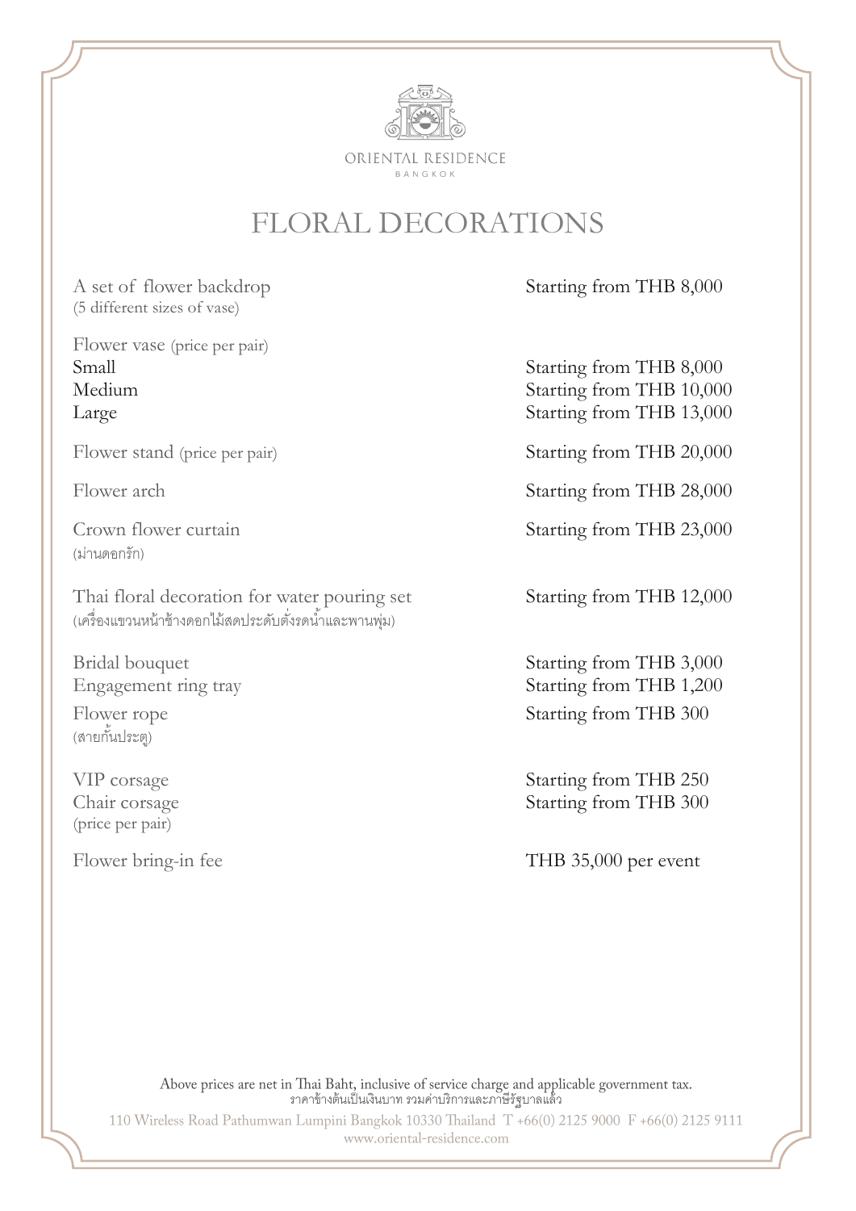ORIENTAL RESIDENCE
BANGKOK

# FLORAL DECORATIONS

| | |
|---|---|
| A set of flower backdrop<br>(5 different sizes of vase) | Starting from THB 8,000 |
| Flower vase (price per pair) | |
| Small | Starting from THB 8,000 |
| Medium | Starting from THB 10,000 |
| Large | Starting from THB 13,000 |
| Flower stand (price per pair) | Starting from THB 20,000 |
| Flower arch | Starting from THB 28,000 |
| Crown flower curtain<br>(ม่านดอกรัก) | Starting from THB 23,000 |
| Thai floral decoration for water pouring set<br>(เครื่องแขวนหน้าช้างดอกไม้สดประดับตั่งรดน้ำและพานพุ่ม) | Starting from THB 12,000 |
| Bridal bouquet | Starting from THB 3,000 |
| Engagement ring tray | Starting from THB 1,200 |
| Flower rope<br>(สายกั้นประตู) | Starting from THB 300 |
| VIP corsage | Starting from THB 250 |
| Chair corsage<br>(price per pair) | Starting from THB 300 |
| Flower bring-in fee | THB 35,000 per event |

Above prices are net in Thai Baht, inclusive of service charge and applicable government tax.
ราคาข้างต้นเป็นเงินบาท รวมค่าบริการและภาษีรัฐบาลแล้ว

110 Wireless Road Pathumwan Lumpini Bangkok 10330 Thailand T +66(0) 2125 9000 F +66(0) 2125 9111
www.oriental-residence.com